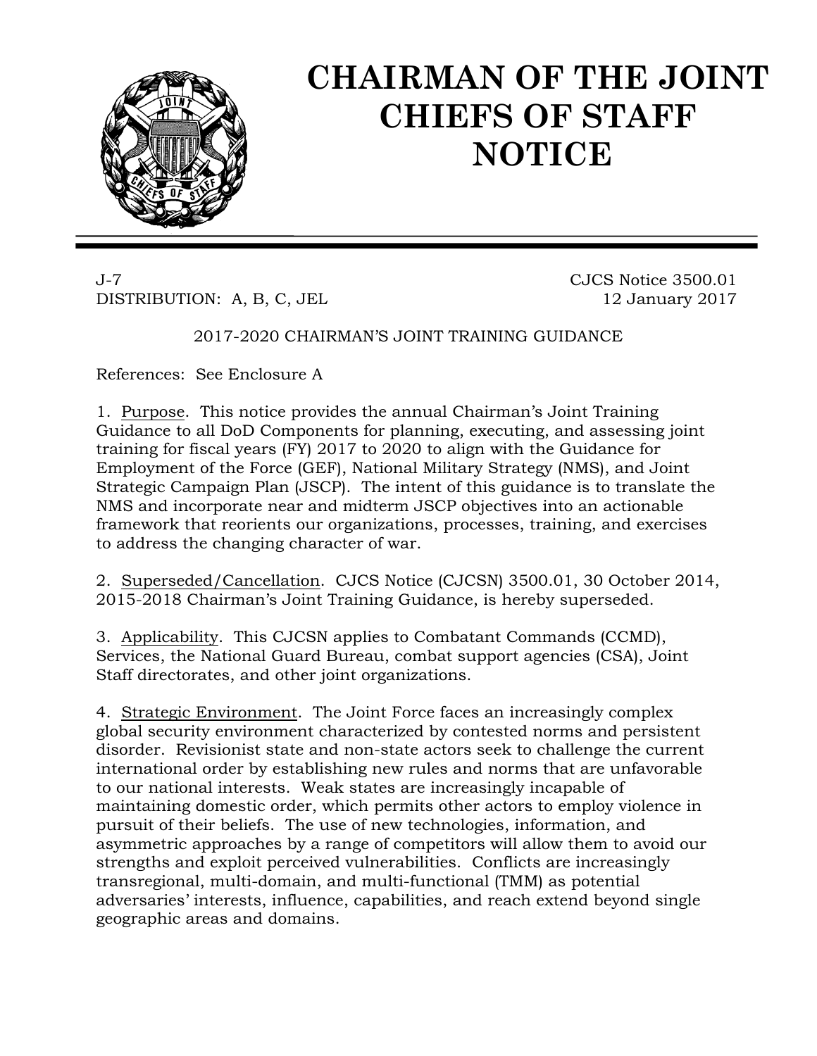# CHAIRMAN OF THE JOINT CHIEFS OF STAFF NOTICE

J-7  
DISTRIBUTION: A, B, C, JEL

CJCS Notice 3500.01  
12 January 2017

2017-2020 CHAIRMAN'S JOINT TRAINING GUIDANCE

References: See Enclosure A

1. Purpose. This notice provides the annual Chairman's Joint Training Guidance to all DoD Components for planning, executing, and assessing joint training for fiscal years (FY) 2017 to 2020 to align with the Guidance for Employment of the Force (GEF), National Military Strategy (NMS), and Joint Strategic Campaign Plan (JSCP). The intent of this guidance is to translate the NMS and incorporate near and midterm JSCP objectives into an actionable framework that reorients our organizations, processes, training, and exercises to address the changing character of war.

2. Superseded/Cancellation. CJCS Notice (CJCSN) 3500.01, 30 October 2014, 2015-2018 Chairman's Joint Training Guidance, is hereby superseded.

3. Applicability. This CJCSN applies to Combatant Commands (CCMD), Services, the National Guard Bureau, combat support agencies (CSA), Joint Staff directorates, and other joint organizations.

4. Strategic Environment. The Joint Force faces an increasingly complex global security environment characterized by contested norms and persistent disorder. Revisionist state and non-state actors seek to challenge the current international order by establishing new rules and norms that are unfavorable to our national interests. Weak states are increasingly incapable of maintaining domestic order, which permits other actors to employ violence in pursuit of their beliefs. The use of new technologies, information, and asymmetric approaches by a range of competitors will allow them to avoid our strengths and exploit perceived vulnerabilities. Conflicts are increasingly transregional, multi-domain, and multi-functional (TMM) as potential adversaries' interests, influence, capabilities, and reach extend beyond single geographic areas and domains.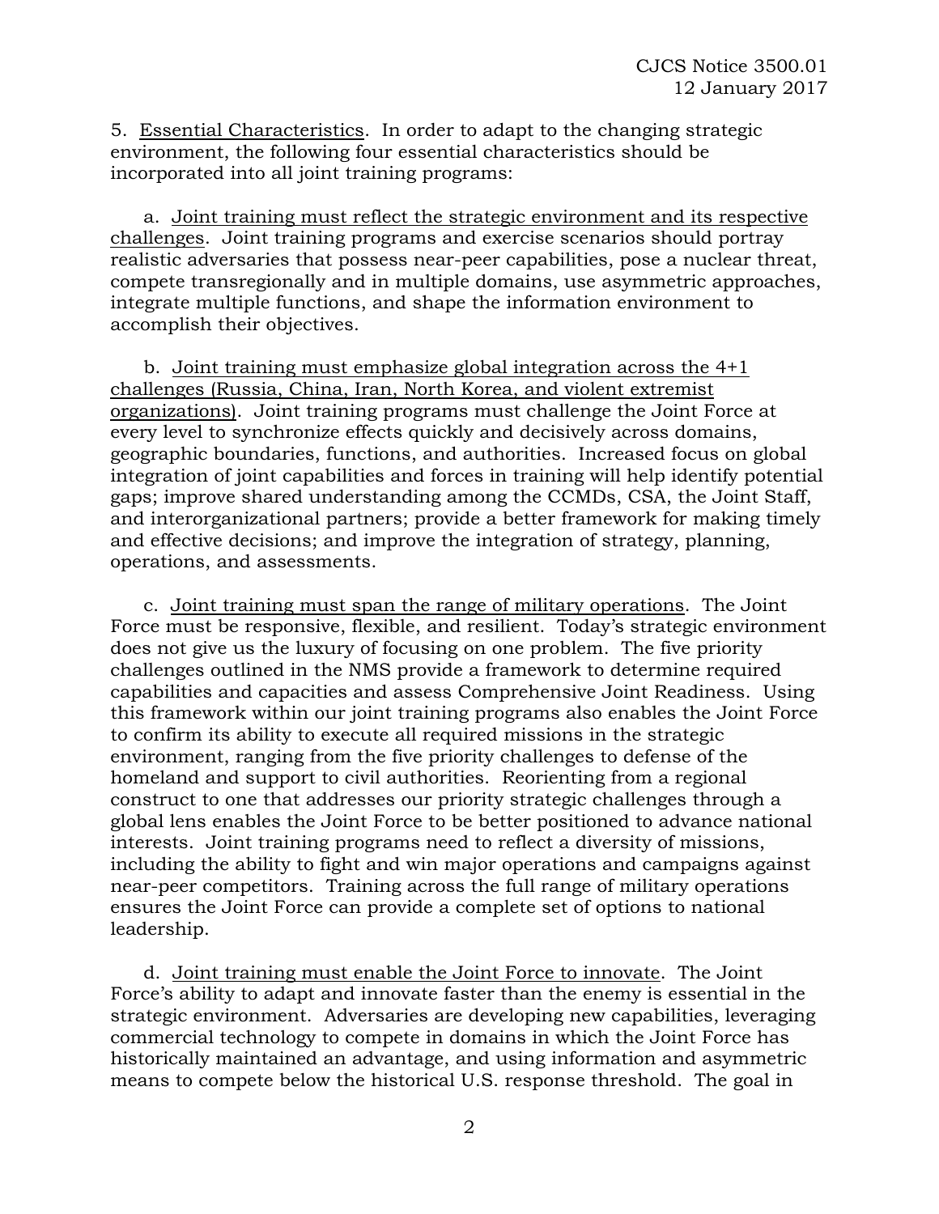5. Essential Characteristics. In order to adapt to the changing strategic environment, the following four essential characteristics should be incorporated into all joint training programs:

a. Joint training must reflect the strategic environment and its respective challenges. Joint training programs and exercise scenarios should portray realistic adversaries that possess near-peer capabilities, pose a nuclear threat, compete transregionally and in multiple domains, use asymmetric approaches, integrate multiple functions, and shape the information environment to accomplish their objectives.

b. Joint training must emphasize global integration across the 4+1 challenges (Russia, China, Iran, North Korea, and violent extremist organizations). Joint training programs must challenge the Joint Force at every level to synchronize effects quickly and decisively across domains, geographic boundaries, functions, and authorities. Increased focus on global integration of joint capabilities and forces in training will help identify potential gaps; improve shared understanding among the CCMDs, CSA, the Joint Staff, and interorganizational partners; provide a better framework for making timely and effective decisions; and improve the integration of strategy, planning, operations, and assessments.

c. Joint training must span the range of military operations. The Joint Force must be responsive, flexible, and resilient. Today's strategic environment does not give us the luxury of focusing on one problem. The five priority challenges outlined in the NMS provide a framework to determine required capabilities and capacities and assess Comprehensive Joint Readiness. Using this framework within our joint training programs also enables the Joint Force to confirm its ability to execute all required missions in the strategic environment, ranging from the five priority challenges to defense of the homeland and support to civil authorities. Reorienting from a regional construct to one that addresses our priority strategic challenges through a global lens enables the Joint Force to be better positioned to advance national interests. Joint training programs need to reflect a diversity of missions, including the ability to fight and win major operations and campaigns against near-peer competitors. Training across the full range of military operations ensures the Joint Force can provide a complete set of options to national leadership.

d. Joint training must enable the Joint Force to innovate. The Joint Force's ability to adapt and innovate faster than the enemy is essential in the strategic environment. Adversaries are developing new capabilities, leveraging commercial technology to compete in domains in which the Joint Force has historically maintained an advantage, and using information and asymmetric means to compete below the historical U.S. response threshold. The goal in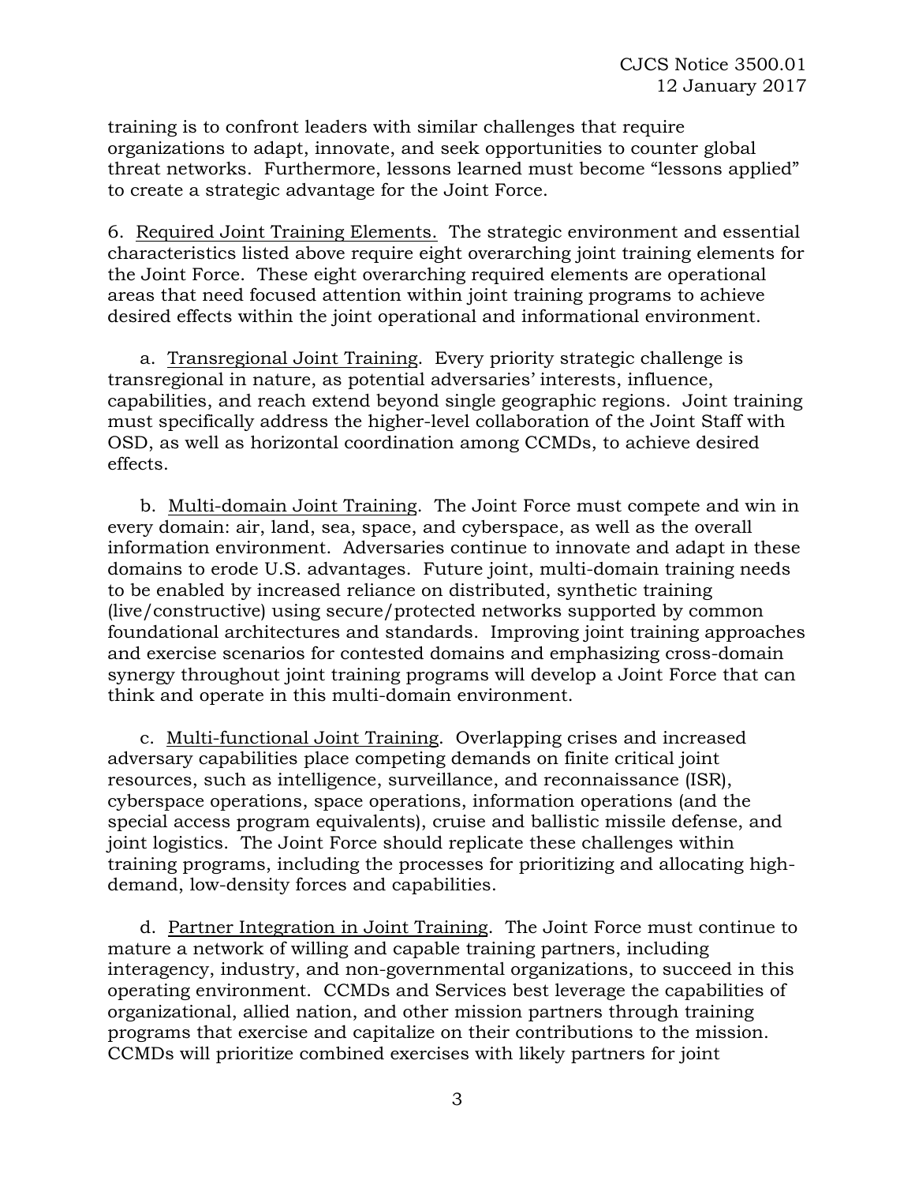training is to confront leaders with similar challenges that require organizations to adapt, innovate, and seek opportunities to counter global threat networks. Furthermore, lessons learned must become "lessons applied" to create a strategic advantage for the Joint Force.

6. Required Joint Training Elements. The strategic environment and essential characteristics listed above require eight overarching joint training elements for the Joint Force. These eight overarching required elements are operational areas that need focused attention within joint training programs to achieve desired effects within the joint operational and informational environment.

a. Transregional Joint Training. Every priority strategic challenge is transregional in nature, as potential adversaries' interests, influence, capabilities, and reach extend beyond single geographic regions. Joint training must specifically address the higher-level collaboration of the Joint Staff with OSD, as well as horizontal coordination among CCMDs, to achieve desired effects.

b. Multi-domain Joint Training. The Joint Force must compete and win in every domain: air, land, sea, space, and cyberspace, as well as the overall information environment. Adversaries continue to innovate and adapt in these domains to erode U.S. advantages. Future joint, multi-domain training needs to be enabled by increased reliance on distributed, synthetic training (live/constructive) using secure/protected networks supported by common foundational architectures and standards. Improving joint training approaches and exercise scenarios for contested domains and emphasizing cross-domain synergy throughout joint training programs will develop a Joint Force that can think and operate in this multi-domain environment.

c. Multi-functional Joint Training. Overlapping crises and increased adversary capabilities place competing demands on finite critical joint resources, such as intelligence, surveillance, and reconnaissance (ISR), cyberspace operations, space operations, information operations (and the special access program equivalents), cruise and ballistic missile defense, and joint logistics. The Joint Force should replicate these challenges within training programs, including the processes for prioritizing and allocating high-demand, low-density forces and capabilities.

d. Partner Integration in Joint Training. The Joint Force must continue to mature a network of willing and capable training partners, including interagency, industry, and non-governmental organizations, to succeed in this operating environment. CCMDs and Services best leverage the capabilities of organizational, allied nation, and other mission partners through training programs that exercise and capitalize on their contributions to the mission. CCMDs will prioritize combined exercises with likely partners for joint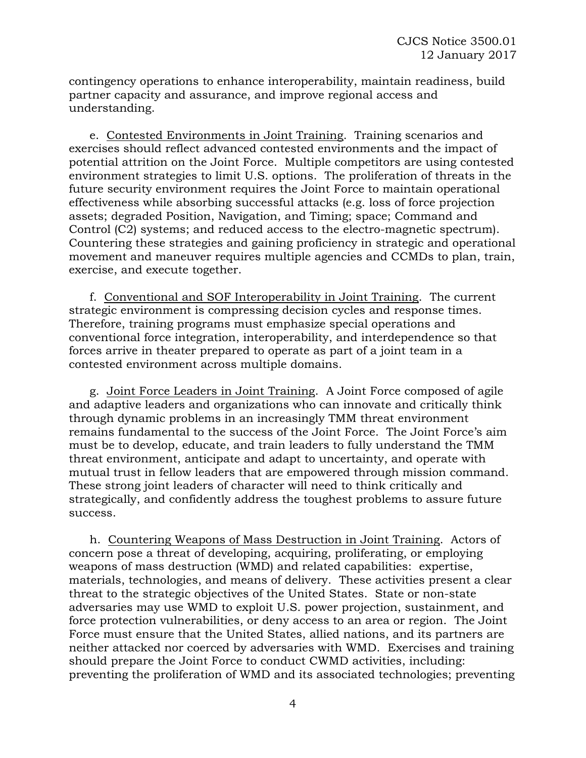contingency operations to enhance interoperability, maintain readiness, build partner capacity and assurance, and improve regional access and understanding.

e. Contested Environments in Joint Training. Training scenarios and exercises should reflect advanced contested environments and the impact of potential attrition on the Joint Force. Multiple competitors are using contested environment strategies to limit U.S. options. The proliferation of threats in the future security environment requires the Joint Force to maintain operational effectiveness while absorbing successful attacks (e.g. loss of force projection assets; degraded Position, Navigation, and Timing; space; Command and Control (C2) systems; and reduced access to the electro-magnetic spectrum). Countering these strategies and gaining proficiency in strategic and operational movement and maneuver requires multiple agencies and CCMDs to plan, train, exercise, and execute together.

f. Conventional and SOF Interoperability in Joint Training. The current strategic environment is compressing decision cycles and response times. Therefore, training programs must emphasize special operations and conventional force integration, interoperability, and interdependence so that forces arrive in theater prepared to operate as part of a joint team in a contested environment across multiple domains.

g. Joint Force Leaders in Joint Training. A Joint Force composed of agile and adaptive leaders and organizations who can innovate and critically think through dynamic problems in an increasingly TMM threat environment remains fundamental to the success of the Joint Force. The Joint Force's aim must be to develop, educate, and train leaders to fully understand the TMM threat environment, anticipate and adapt to uncertainty, and operate with mutual trust in fellow leaders that are empowered through mission command. These strong joint leaders of character will need to think critically and strategically, and confidently address the toughest problems to assure future success.

h. Countering Weapons of Mass Destruction in Joint Training. Actors of concern pose a threat of developing, acquiring, proliferating, or employing weapons of mass destruction (WMD) and related capabilities: expertise, materials, technologies, and means of delivery. These activities present a clear threat to the strategic objectives of the United States. State or non-state adversaries may use WMD to exploit U.S. power projection, sustainment, and force protection vulnerabilities, or deny access to an area or region. The Joint Force must ensure that the United States, allied nations, and its partners are neither attacked nor coerced by adversaries with WMD. Exercises and training should prepare the Joint Force to conduct CWMD activities, including: preventing the proliferation of WMD and its associated technologies; preventing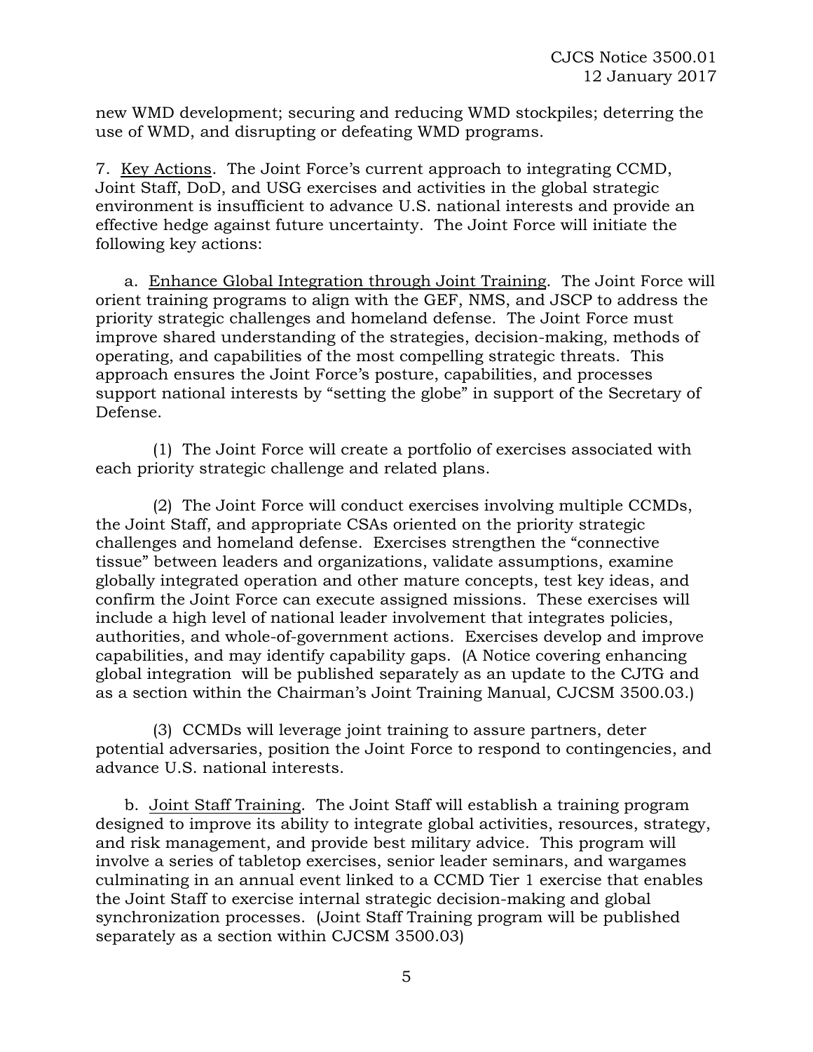new WMD development; securing and reducing WMD stockpiles; deterring the use of WMD, and disrupting or defeating WMD programs.

7. Key Actions. The Joint Force's current approach to integrating CCMD, Joint Staff, DoD, and USG exercises and activities in the global strategic environment is insufficient to advance U.S. national interests and provide an effective hedge against future uncertainty. The Joint Force will initiate the following key actions:

a. Enhance Global Integration through Joint Training. The Joint Force will orient training programs to align with the GEF, NMS, and JSCP to address the priority strategic challenges and homeland defense. The Joint Force must improve shared understanding of the strategies, decision-making, methods of operating, and capabilities of the most compelling strategic threats. This approach ensures the Joint Force's posture, capabilities, and processes support national interests by "setting the globe" in support of the Secretary of Defense.

(1) The Joint Force will create a portfolio of exercises associated with each priority strategic challenge and related plans.

(2) The Joint Force will conduct exercises involving multiple CCMDs, the Joint Staff, and appropriate CSAs oriented on the priority strategic challenges and homeland defense. Exercises strengthen the "connective tissue" between leaders and organizations, validate assumptions, examine globally integrated operation and other mature concepts, test key ideas, and confirm the Joint Force can execute assigned missions. These exercises will include a high level of national leader involvement that integrates policies, authorities, and whole-of-government actions. Exercises develop and improve capabilities, and may identify capability gaps. (A Notice covering enhancing global integration will be published separately as an update to the CJTG and as a section within the Chairman's Joint Training Manual, CJCSM 3500.03.)

(3) CCMDs will leverage joint training to assure partners, deter potential adversaries, position the Joint Force to respond to contingencies, and advance U.S. national interests.

b. Joint Staff Training. The Joint Staff will establish a training program designed to improve its ability to integrate global activities, resources, strategy, and risk management, and provide best military advice. This program will involve a series of tabletop exercises, senior leader seminars, and wargames culminating in an annual event linked to a CCMD Tier 1 exercise that enables the Joint Staff to exercise internal strategic decision-making and global synchronization processes. (Joint Staff Training program will be published separately as a section within CJCSM 3500.03)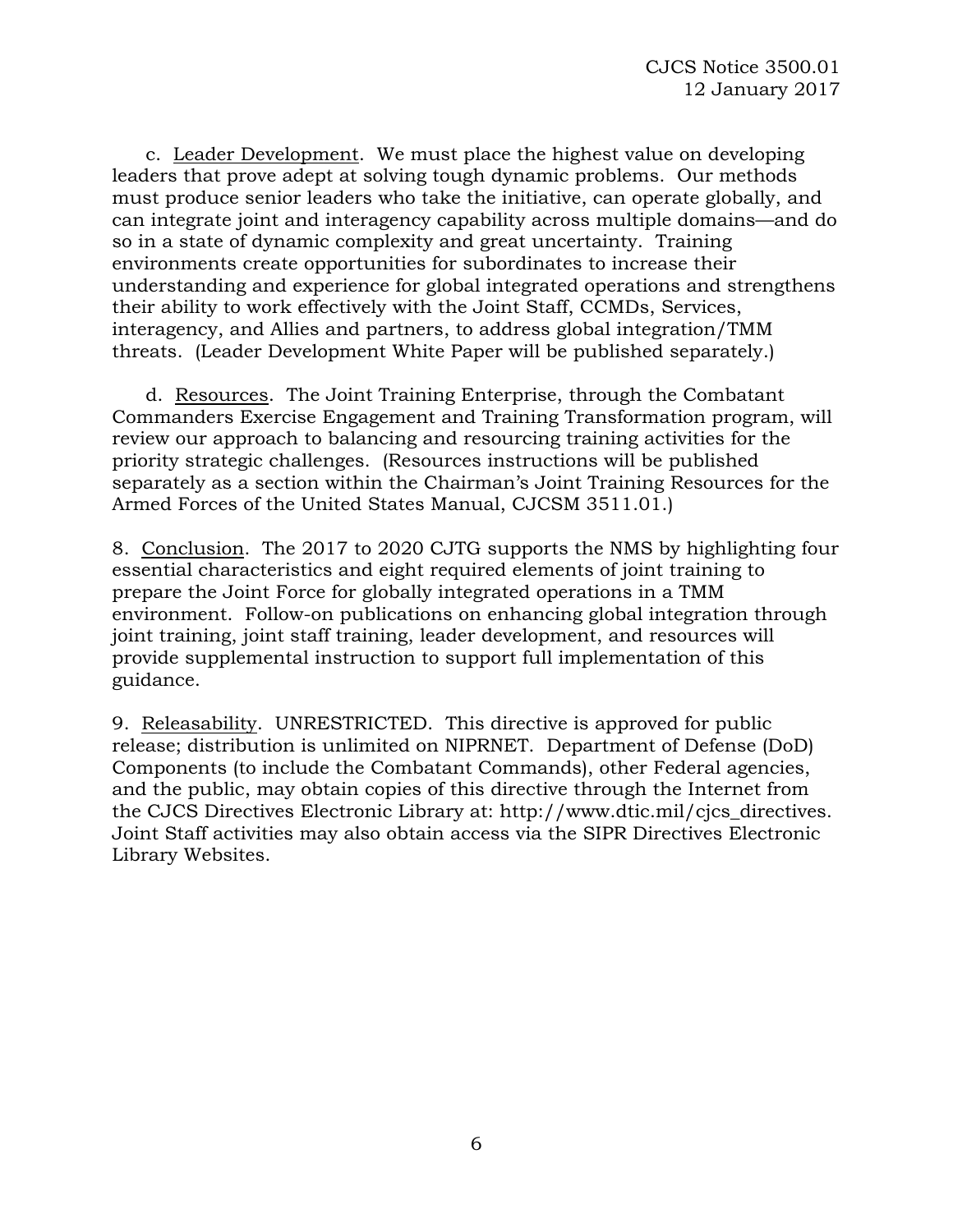c. Leader Development. We must place the highest value on developing leaders that prove adept at solving tough dynamic problems. Our methods must produce senior leaders who take the initiative, can operate globally, and can integrate joint and interagency capability across multiple domains—and do so in a state of dynamic complexity and great uncertainty. Training environments create opportunities for subordinates to increase their understanding and experience for global integrated operations and strengthens their ability to work effectively with the Joint Staff, CCMDs, Services, interagency, and Allies and partners, to address global integration/TMM threats. (Leader Development White Paper will be published separately.)

d. Resources. The Joint Training Enterprise, through the Combatant Commanders Exercise Engagement and Training Transformation program, will review our approach to balancing and resourcing training activities for the priority strategic challenges. (Resources instructions will be published separately as a section within the Chairman's Joint Training Resources for the Armed Forces of the United States Manual, CJCSM 3511.01.)

8. Conclusion. The 2017 to 2020 CJTG supports the NMS by highlighting four essential characteristics and eight required elements of joint training to prepare the Joint Force for globally integrated operations in a TMM environment. Follow-on publications on enhancing global integration through joint training, joint staff training, leader development, and resources will provide supplemental instruction to support full implementation of this guidance.

9. Releasability. UNRESTRICTED. This directive is approved for public release; distribution is unlimited on NIPRNET. Department of Defense (DoD) Components (to include the Combatant Commands), other Federal agencies, and the public, may obtain copies of this directive through the Internet from the CJCS Directives Electronic Library at: http://www.dtic.mil/cjcs_directives. Joint Staff activities may also obtain access via the SIPR Directives Electronic Library Websites.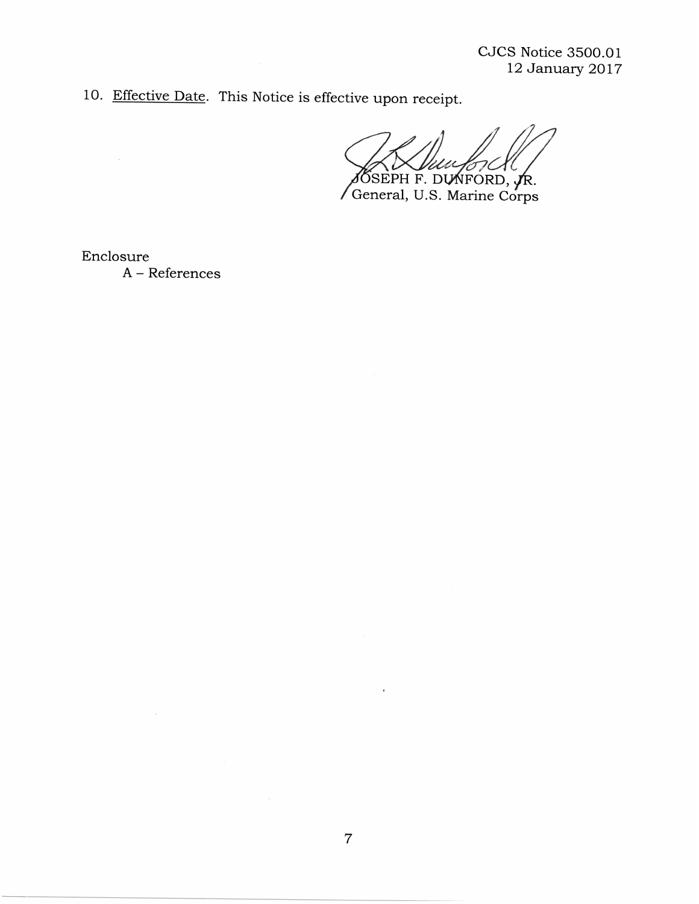10. Effective Date. This Notice is effective upon receipt.

JOSEPH F. DUNFORD, JR.
General, U.S. Marine Corps

Enclosure
A – References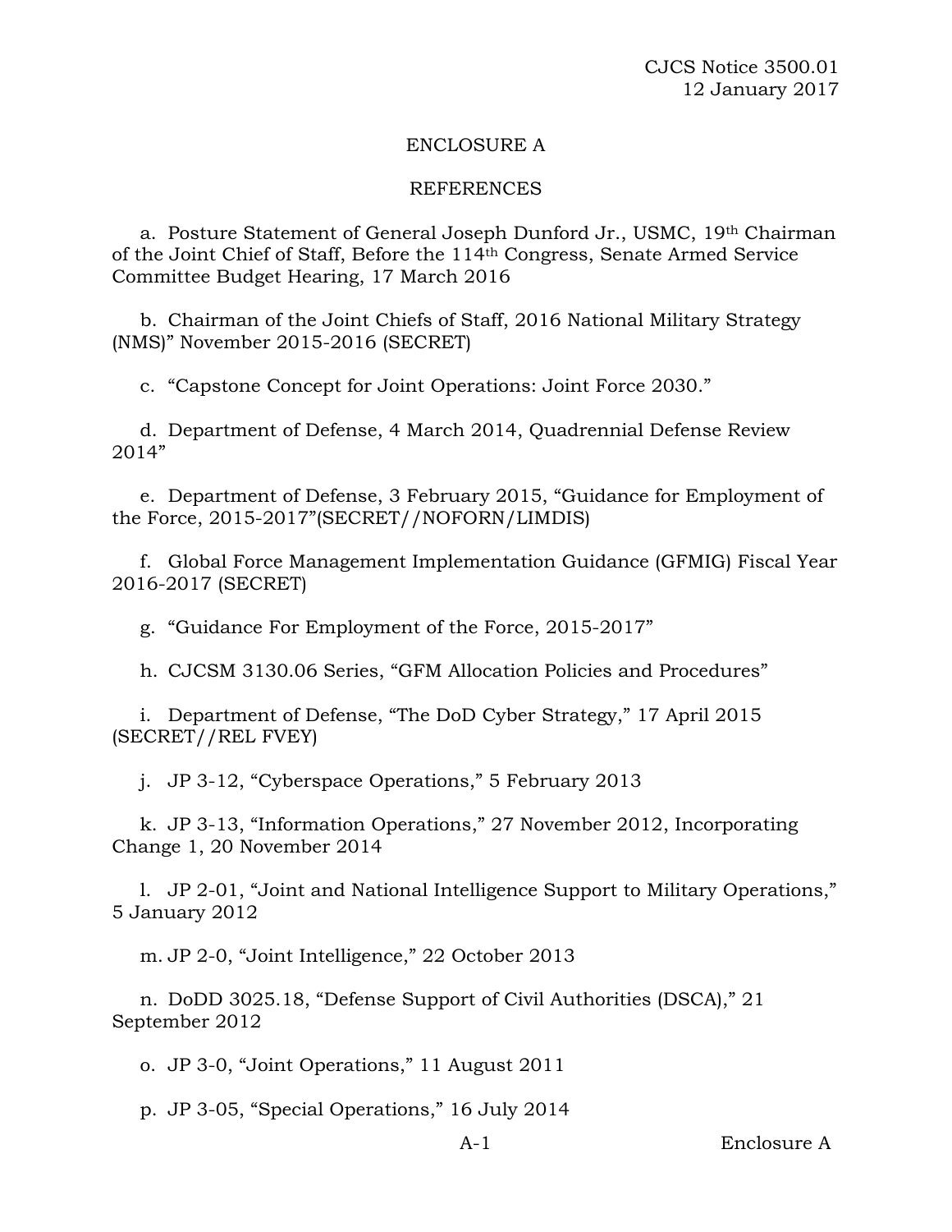## ENCLOSURE A

## REFERENCES

a. Posture Statement of General Joseph Dunford Jr., USMC, 19th Chairman of the Joint Chief of Staff, Before the 114th Congress, Senate Armed Service Committee Budget Hearing, 17 March 2016

b. Chairman of the Joint Chiefs of Staff, 2016 National Military Strategy (NMS)" November 2015-2016 (SECRET)

c. "Capstone Concept for Joint Operations: Joint Force 2030."

d. Department of Defense, 4 March 2014, Quadrennial Defense Review 2014"

e. Department of Defense, 3 February 2015, "Guidance for Employment of the Force, 2015-2017"(SECRET//NOFORN/LIMDIS)

f. Global Force Management Implementation Guidance (GFMIG) Fiscal Year 2016-2017 (SECRET)

g. "Guidance For Employment of the Force, 2015-2017"

h. CJCSM 3130.06 Series, "GFM Allocation Policies and Procedures"

i. Department of Defense, "The DoD Cyber Strategy," 17 April 2015 (SECRET//REL FVEY)

j. JP 3-12, "Cyberspace Operations," 5 February 2013

k. JP 3-13, "Information Operations," 27 November 2012, Incorporating Change 1, 20 November 2014

l. JP 2-01, "Joint and National Intelligence Support to Military Operations," 5 January 2012

m. JP 2-0, "Joint Intelligence," 22 October 2013

n. DoDD 3025.18, "Defense Support of Civil Authorities (DSCA)," 21 September 2012

o. JP 3-0, "Joint Operations," 11 August 2011

p. JP 3-05, "Special Operations," 16 July 2014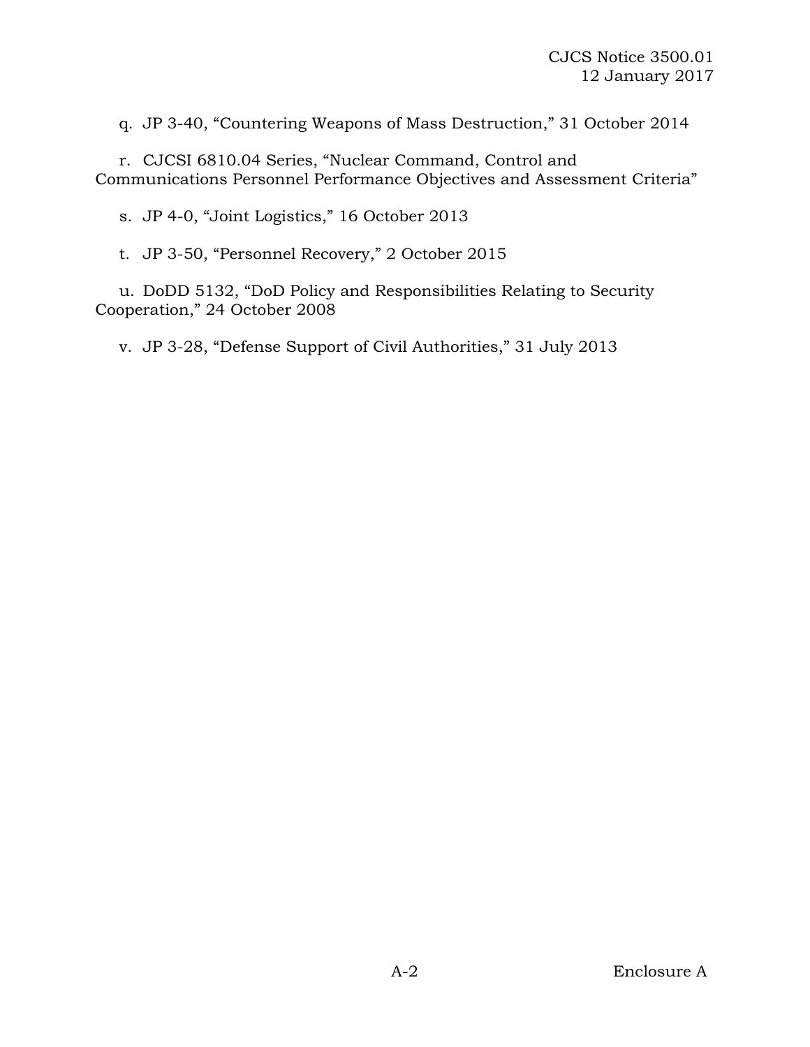q. JP 3-40, “Countering Weapons of Mass Destruction,” 31 October 2014

r. CJCSI 6810.04 Series, “Nuclear Command, Control and Communications Personnel Performance Objectives and Assessment Criteria”

s. JP 4-0, “Joint Logistics,” 16 October 2013

t. JP 3-50, “Personnel Recovery,” 2 October 2015

u. DoDD 5132, “DoD Policy and Responsibilities Relating to Security Cooperation,” 24 October 2008

v. JP 3-28, “Defense Support of Civil Authorities,” 31 July 2013